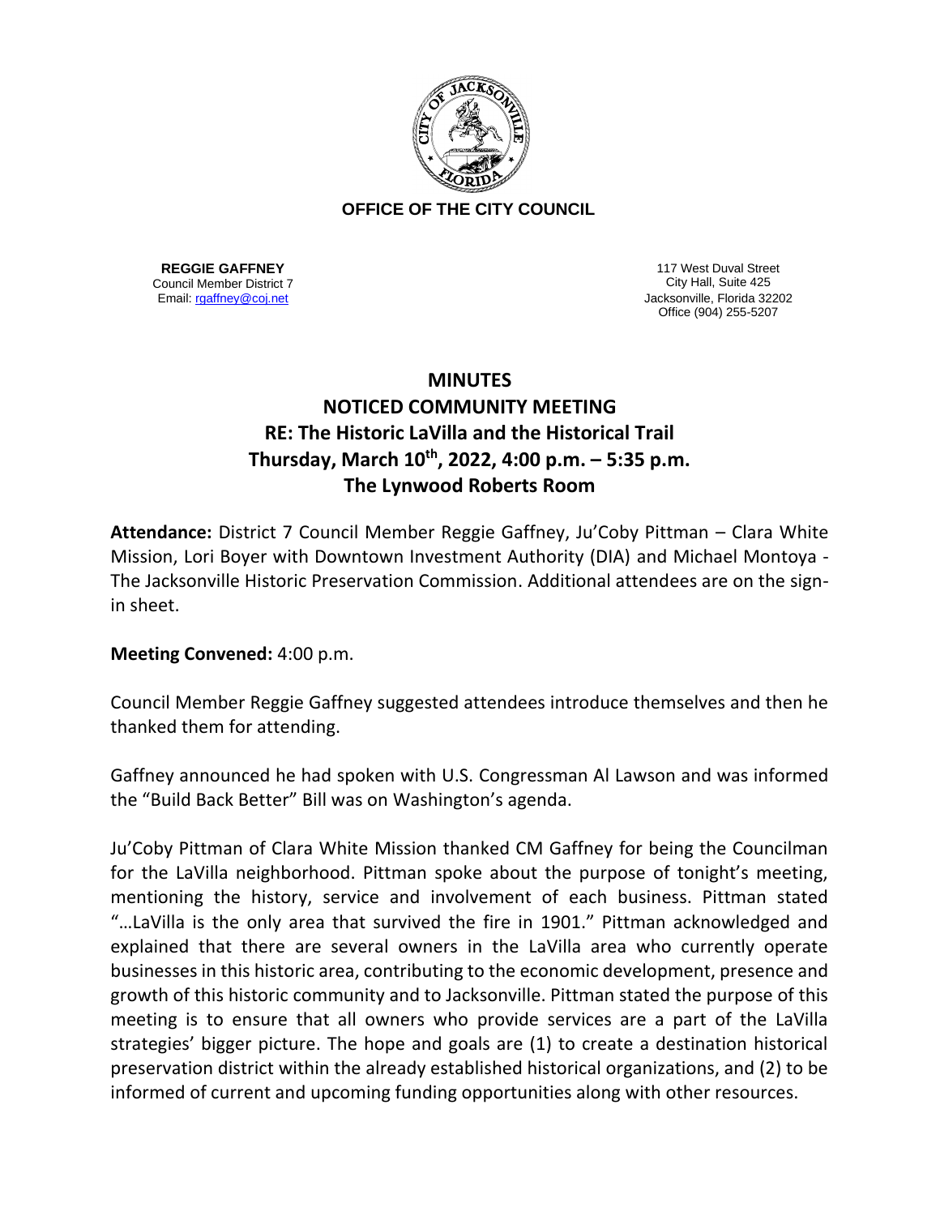**OFFICE OF THE CITY COUNCIL**

**REGGIE GAFFNEY**
Council Member District 7
Email: rgaffney@coj.net

117 West Duval Street
City Hall, Suite 425
Jacksonville, Florida 32202
Office (904) 255-5207

# MINUTES
## NOTICED COMMUNITY MEETING
## RE: The Historic LaVilla and the Historical Trail
## Thursday, March 10th, 2022, 4:00 p.m. – 5:35 p.m.
## The Lynwood Roberts Room

**Attendance:** District 7 Council Member Reggie Gaffney, Ju'Coby Pittman – Clara White Mission, Lori Boyer with Downtown Investment Authority (DIA) and Michael Montoya - The Jacksonville Historic Preservation Commission. Additional attendees are on the sign-in sheet.

**Meeting Convened:** 4:00 p.m.

Council Member Reggie Gaffney suggested attendees introduce themselves and then he thanked them for attending.

Gaffney announced he had spoken with U.S. Congressman Al Lawson and was informed the "Build Back Better" Bill was on Washington's agenda.

Ju'Coby Pittman of Clara White Mission thanked CM Gaffney for being the Councilman for the LaVilla neighborhood. Pittman spoke about the purpose of tonight's meeting, mentioning the history, service and involvement of each business. Pittman stated "…LaVilla is the only area that survived the fire in 1901." Pittman acknowledged and explained that there are several owners in the LaVilla area who currently operate businesses in this historic area, contributing to the economic development, presence and growth of this historic community and to Jacksonville. Pittman stated the purpose of this meeting is to ensure that all owners who provide services are a part of the LaVilla strategies' bigger picture. The hope and goals are (1) to create a destination historical preservation district within the already established historical organizations, and (2) to be informed of current and upcoming funding opportunities along with other resources.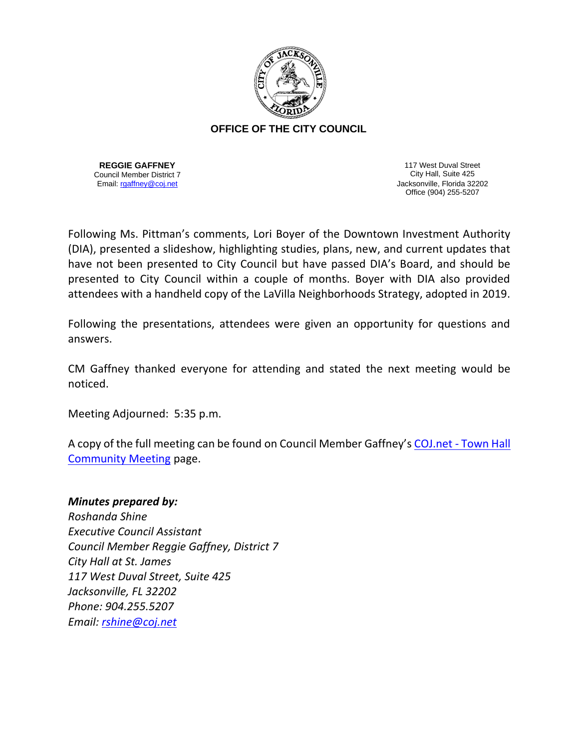**OFFICE OF THE CITY COUNCIL**

**REGGIE GAFFNEY**
Council Member District 7
Email: [rgaffney@coj.net](mailto:rgaffney@coj.net)

117 West Duval Street
City Hall, Suite 425
Jacksonville, Florida 32202
Office (904) 255-5207

Following Ms. Pittman's comments, Lori Boyer of the Downtown Investment Authority (DIA), presented a slideshow, highlighting studies, plans, new, and current updates that have not been presented to City Council but have passed DIA's Board, and should be presented to City Council within a couple of months. Boyer with DIA also provided attendees with a handheld copy of the LaVilla Neighborhoods Strategy, adopted in 2019.

Following the presentations, attendees were given an opportunity for questions and answers.

CM Gaffney thanked everyone for attending and stated the next meeting would be noticed.

Meeting Adjourned: 5:35 p.m.

A copy of the full meeting can be found on Council Member Gaffney's [COJ.net - Town Hall Community Meeting]() page.

***Minutes prepared by:***
*Roshanda Shine*
*Executive Council Assistant*
*Council Member Reggie Gaffney, District 7*
*City Hall at St. James*
*117 West Duval Street, Suite 425*
*Jacksonville, FL 32202*
*Phone: 904.255.5207*
*Email: [rshine@coj.net](mailto:rshine@coj.net)*